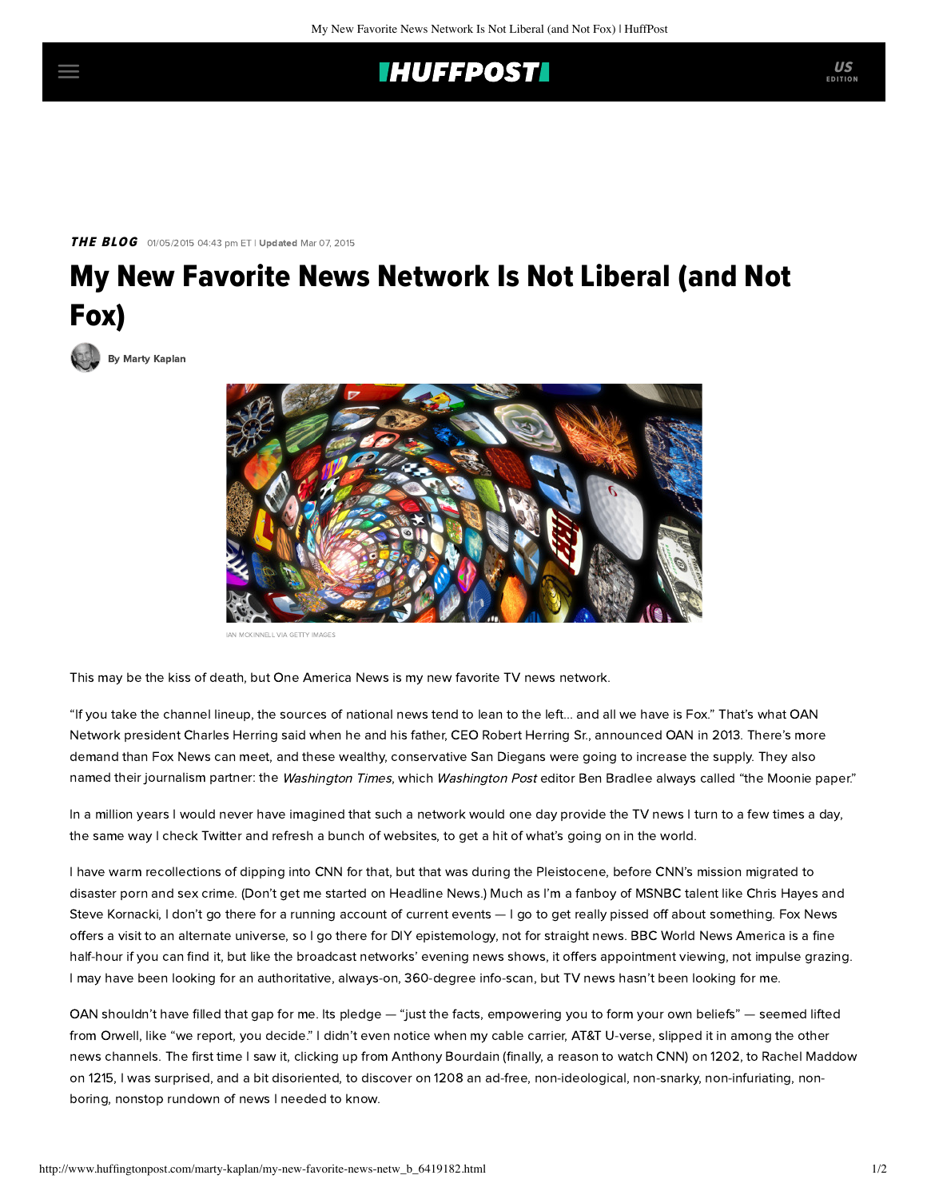THE BLOG 01/05/2015 04:43 pm ET | **Updated** Mar 07, 2015

# My New Favorite News Network Is Not Liberal (and Not Fox)

By Marty Kaplan

IAN MCKINNELL VIA GETTY IMAGES

This may be the kiss of death, but One America News is my new favorite TV news network.

"If you take the channel lineup, the sources of national news tend to lean to the left... and all we have is Fox." That's what OAN Network president Charles Herring said when he and his father, CEO Robert Herring Sr., announced OAN in 2013. There's more demand than Fox News can meet, and these wealthy, conservative San Diegans were going to increase the supply. They also named their journalism partner: the *Washington Times*, which *Washington Post* editor Ben Bradlee always called "the Moonie paper."

In a million years I would never have imagined that such a network would one day provide the TV news I turn to a few times a day, the same way I check Twitter and refresh a bunch of websites, to get a hit of what's going on in the world.

I have warm recollections of dipping into CNN for that, but that was during the Pleistocene, before CNN's mission migrated to disaster porn and sex crime. (Don't get me started on Headline News.) Much as I'm a fanboy of MSNBC talent like Chris Hayes and Steve Kornacki, I don't go there for a running account of current events — I go to get really pissed off about something. Fox News offers a visit to an alternate universe, so I go there for DIY epistemology, not for straight news. BBC World News America is a fine half-hour if you can find it, but like the broadcast networks' evening news shows, it offers appointment viewing, not impulse grazing. I may have been looking for an authoritative, always-on, 360-degree info-scan, but TV news hasn't been looking for me.

OAN shouldn't have filled that gap for me. Its pledge — "just the facts, empowering you to form your own beliefs" — seemed lifted from Orwell, like "we report, you decide." I didn't even notice when my cable carrier, AT&T U-verse, slipped it in among the other news channels. The first time I saw it, clicking up from Anthony Bourdain (finally, a reason to watch CNN) on 1202, to Rachel Maddow on 1215, I was surprised, and a bit disoriented, to discover on 1208 an ad-free, non-ideological, non-snarky, non-infuriating, non-boring, nonstop rundown of news I needed to know.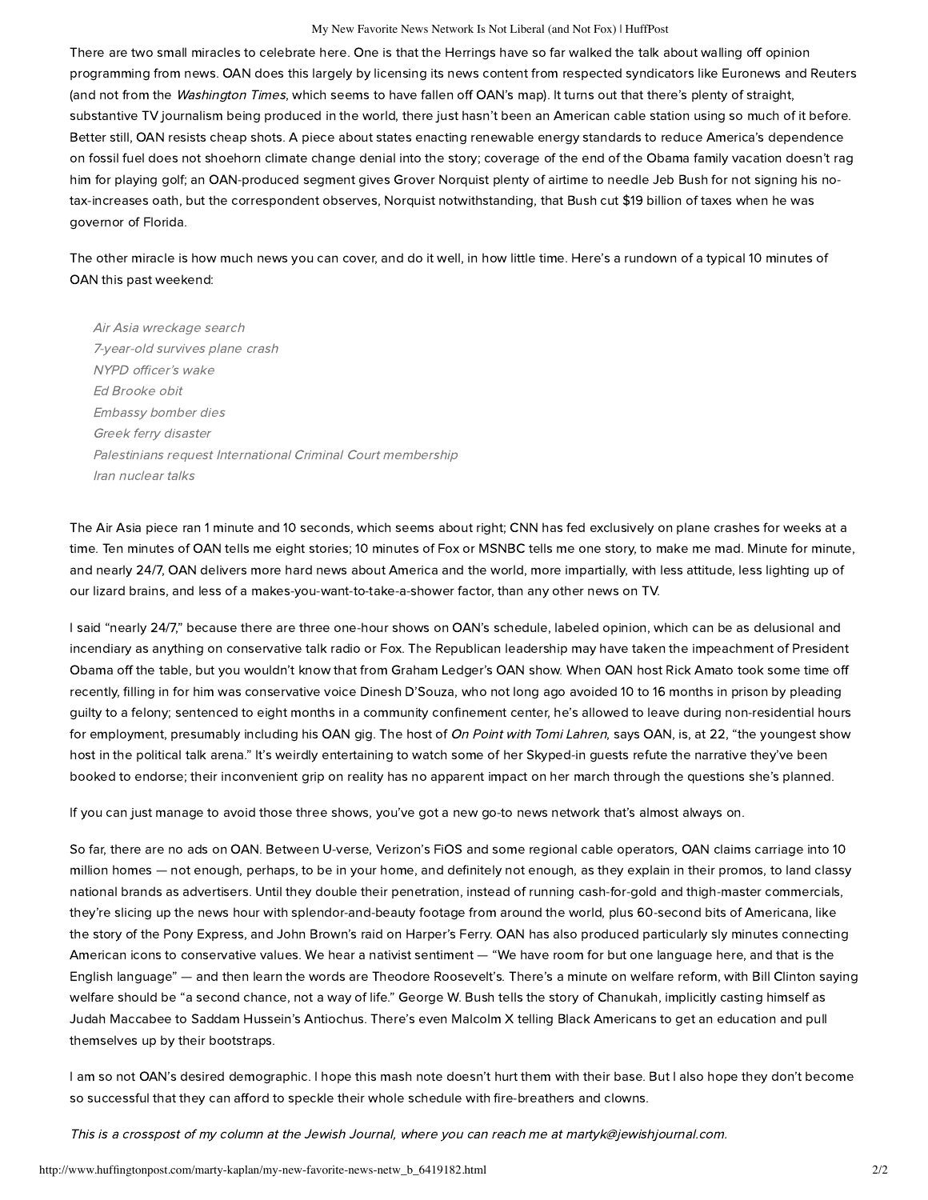There are two small miracles to celebrate here. One is that the Herrings have so far walked the talk about walling off opinion programming from news. OAN does this largely by licensing its news content from respected syndicators like Euronews and Reuters (and not from the *Washington Times*, which seems to have fallen off OAN's map). It turns out that there's plenty of straight, substantive TV journalism being produced in the world, there just hasn't been an American cable station using so much of it before. Better still, OAN resists cheap shots. A piece about states enacting renewable energy standards to reduce America's dependence on fossil fuel does not shoehorn climate change denial into the story; coverage of the end of the Obama family vacation doesn't rag him for playing golf; an OAN-produced segment gives Grover Norquist plenty of airtime to needle Jeb Bush for not signing his no-tax-increases oath, but the correspondent observes, Norquist notwithstanding, that Bush cut $19 billion of taxes when he was governor of Florida.

The other miracle is how much news you can cover, and do it well, in how little time. Here's a rundown of a typical 10 minutes of OAN this past weekend:

> *Air Asia wreckage search*
> *7-year-old survives plane crash*
> *NYPD officer's wake*
> *Ed Brooke obit*
> *Embassy bomber dies*
> *Greek ferry disaster*
> *Palestinians request International Criminal Court membership*
> *Iran nuclear talks*

The Air Asia piece ran 1 minute and 10 seconds, which seems about right; CNN has fed exclusively on plane crashes for weeks at a time. Ten minutes of OAN tells me eight stories; 10 minutes of Fox or MSNBC tells me one story, to make me mad. Minute for minute, and nearly 24/7, OAN delivers more hard news about America and the world, more impartially, with less attitude, less lighting up of our lizard brains, and less of a makes-you-want-to-take-a-shower factor, than any other news on TV.

I said "nearly 24/7," because there are three one-hour shows on OAN's schedule, labeled opinion, which can be as delusional and incendiary as anything on conservative talk radio or Fox. The Republican leadership may have taken the impeachment of President Obama off the table, but you wouldn't know that from Graham Ledger's OAN show. When OAN host Rick Amato took some time off recently, filling in for him was conservative voice Dinesh D'Souza, who not long ago avoided 10 to 16 months in prison by pleading guilty to a felony; sentenced to eight months in a community confinement center, he's allowed to leave during non-residential hours for employment, presumably including his OAN gig. The host of *On Point with Tomi Lahren*, says OAN, is, at 22, "the youngest show host in the political talk arena." It's weirdly entertaining to watch some of her Skyped-in guests refute the narrative they've been booked to endorse; their inconvenient grip on reality has no apparent impact on her march through the questions she's planned.

If you can just manage to avoid those three shows, you've got a new go-to news network that's almost always on.

So far, there are no ads on OAN. Between U-verse, Verizon's FiOS and some regional cable operators, OAN claims carriage into 10 million homes — not enough, perhaps, to be in your home, and definitely not enough, as they explain in their promos, to land classy national brands as advertisers. Until they double their penetration, instead of running cash-for-gold and thigh-master commercials, they're slicing up the news hour with splendor-and-beauty footage from around the world, plus 60-second bits of Americana, like the story of the Pony Express, and John Brown's raid on Harper's Ferry. OAN has also produced particularly sly minutes connecting American icons to conservative values. We hear a nativist sentiment — "We have room for but one language here, and that is the English language" — and then learn the words are Theodore Roosevelt's. There's a minute on welfare reform, with Bill Clinton saying welfare should be "a second chance, not a way of life." George W. Bush tells the story of Chanukah, implicitly casting himself as Judah Maccabee to Saddam Hussein's Antiochus. There's even Malcolm X telling Black Americans to get an education and pull themselves up by their bootstraps.

I am so not OAN's desired demographic. I hope this mash note doesn't hurt them with their base. But I also hope they don't become so successful that they can afford to speckle their whole schedule with fire-breathers and clowns.

*This is a crosspost of my column at the Jewish Journal, where you can reach me at martyk@jewishjournal.com.*